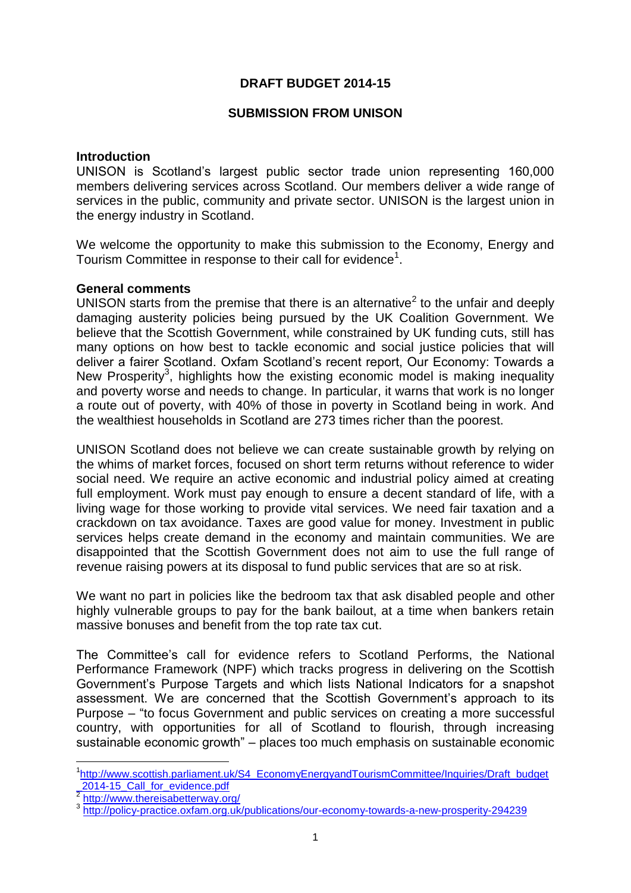**DRAFT BUDGET 2014-15**

**SUBMISSION FROM UNISON**

**Introduction**

UNISON is Scotland's largest public sector trade union representing 160,000 members delivering services across Scotland. Our members deliver a wide range of services in the public, community and private sector. UNISON is the largest union in the energy industry in Scotland.

We welcome the opportunity to make this submission to the Economy, Energy and Tourism Committee in response to their call for evidence[1].

**General comments**

UNISON starts from the premise that there is an alternative[2] to the unfair and deeply damaging austerity policies being pursued by the UK Coalition Government. We believe that the Scottish Government, while constrained by UK funding cuts, still has many options on how best to tackle economic and social justice policies that will deliver a fairer Scotland. Oxfam Scotland's recent report, Our Economy: Towards a New Prosperity[3], highlights how the existing economic model is making inequality and poverty worse and needs to change. In particular, it warns that work is no longer a route out of poverty, with 40% of those in poverty in Scotland being in work. And the wealthiest households in Scotland are 273 times richer than the poorest.

UNISON Scotland does not believe we can create sustainable growth by relying on the whims of market forces, focused on short term returns without reference to wider social need. We require an active economic and industrial policy aimed at creating full employment. Work must pay enough to ensure a decent standard of life, with a living wage for those working to provide vital services. We need fair taxation and a crackdown on tax avoidance. Taxes are good value for money. Investment in public services helps create demand in the economy and maintain communities. We are disappointed that the Scottish Government does not aim to use the full range of revenue raising powers at its disposal to fund public services that are so at risk.

We want no part in policies like the bedroom tax that ask disabled people and other highly vulnerable groups to pay for the bank bailout, at a time when bankers retain massive bonuses and benefit from the top rate tax cut.

The Committee's call for evidence refers to Scotland Performs, the National Performance Framework (NPF) which tracks progress in delivering on the Scottish Government's Purpose Targets and which lists National Indicators for a snapshot assessment. We are concerned that the Scottish Government's approach to its Purpose – "to focus Government and public services on creating a more successful country, with opportunities for all of Scotland to flourish, through increasing sustainable economic growth" – places too much emphasis on sustainable economic

---

[1] http://www.scottish.parliament.uk/S4_EconomyEnergyandTourismCommittee/Inquiries/Draft_budget_2014-15_Call_for_evidence.pdf

[2] http://www.thereisabetterway.org/

[3] http://policy-practice.oxfam.org.uk/publications/our-economy-towards-a-new-prosperity-294239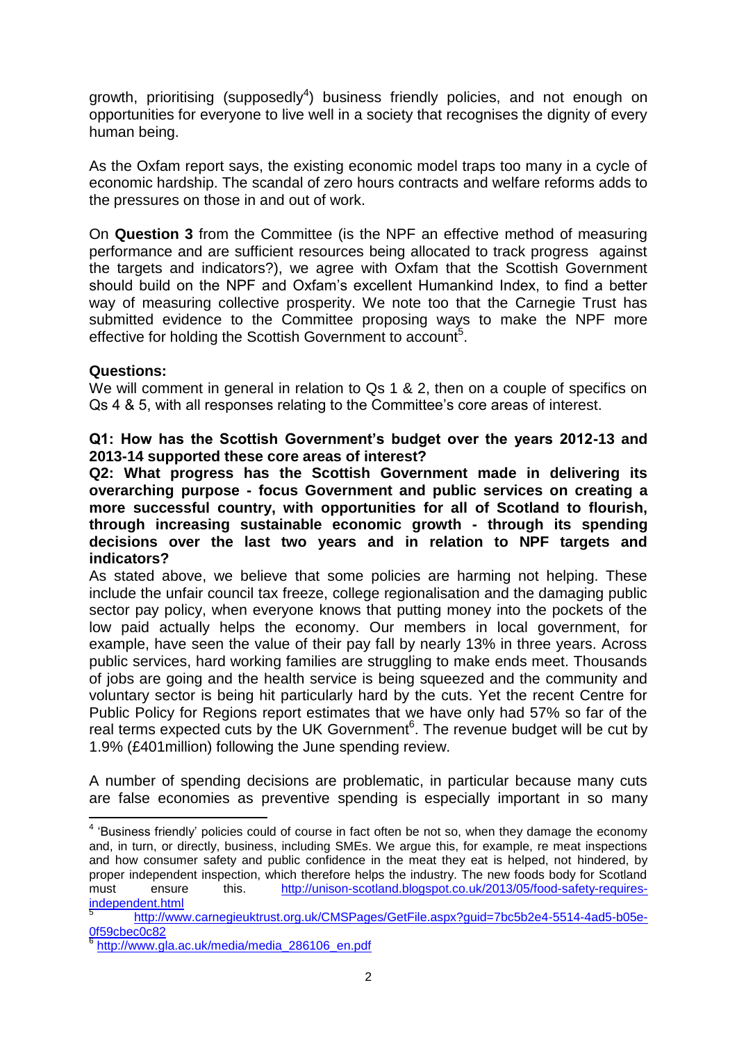growth, prioritising (supposedly[4]) business friendly policies, and not enough on opportunities for everyone to live well in a society that recognises the dignity of every human being.

As the Oxfam report says, the existing economic model traps too many in a cycle of economic hardship. The scandal of zero hours contracts and welfare reforms adds to the pressures on those in and out of work.

On **Question 3** from the Committee (is the NPF an effective method of measuring performance and are sufficient resources being allocated to track progress against the targets and indicators?), we agree with Oxfam that the Scottish Government should build on the NPF and Oxfam's excellent Humankind Index, to find a better way of measuring collective prosperity. We note too that the Carnegie Trust has submitted evidence to the Committee proposing ways to make the NPF more effective for holding the Scottish Government to account[5].

**Questions:**
We will comment in general in relation to Qs 1 & 2, then on a couple of specifics on Qs 4 & 5, with all responses relating to the Committee's core areas of interest.

**Q1: How has the Scottish Government's budget over the years 2012-13 and 2013-14 supported these core areas of interest?**
**Q2: What progress has the Scottish Government made in delivering its overarching purpose - focus Government and public services on creating a more successful country, with opportunities for all of Scotland to flourish, through increasing sustainable economic growth - through its spending decisions over the last two years and in relation to NPF targets and indicators?**
As stated above, we believe that some policies are harming not helping. These include the unfair council tax freeze, college regionalisation and the damaging public sector pay policy, when everyone knows that putting money into the pockets of the low paid actually helps the economy. Our members in local government, for example, have seen the value of their pay fall by nearly 13% in three years. Across public services, hard working families are struggling to make ends meet. Thousands of jobs are going and the health service is being squeezed and the community and voluntary sector is being hit particularly hard by the cuts. Yet the recent Centre for Public Policy for Regions report estimates that we have only had 57% so far of the real terms expected cuts by the UK Government[6]. The revenue budget will be cut by 1.9% (£401million) following the June spending review.

A number of spending decisions are problematic, in particular because many cuts are false economies as preventive spending is especially important in so many

---

[4] 'Business friendly' policies could of course in fact often be not so, when they damage the economy and, in turn, or directly, business, including SMEs. We argue this, for example, re meat inspections and how consumer safety and public confidence in the meat they eat is helped, not hindered, by proper independent inspection, which therefore helps the industry. The new foods body for Scotland must ensure this. http://unison-scotland.blogspot.co.uk/2013/05/food-safety-requires-independent.html

[5] http://www.carnegieuktrust.org.uk/CMSPages/GetFile.aspx?guid=7bc5b2e4-5514-4ad5-b05e-0f59cbec0c82

[6] http://www.gla.ac.uk/media/media_286106_en.pdf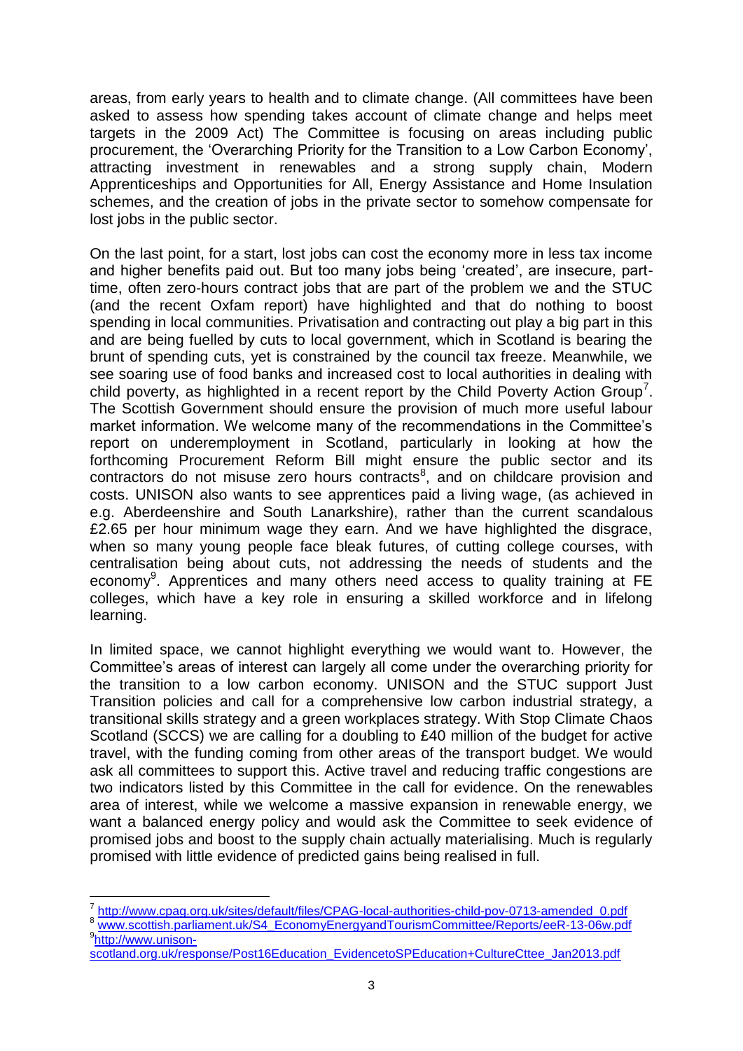areas, from early years to health and to climate change. (All committees have been asked to assess how spending takes account of climate change and helps meet targets in the 2009 Act) The Committee is focusing on areas including public procurement, the 'Overarching Priority for the Transition to a Low Carbon Economy', attracting investment in renewables and a strong supply chain, Modern Apprenticeships and Opportunities for All, Energy Assistance and Home Insulation schemes, and the creation of jobs in the private sector to somehow compensate for lost jobs in the public sector.

On the last point, for a start, lost jobs can cost the economy more in less tax income and higher benefits paid out. But too many jobs being 'created', are insecure, part-time, often zero-hours contract jobs that are part of the problem we and the STUC (and the recent Oxfam report) have highlighted and that do nothing to boost spending in local communities. Privatisation and contracting out play a big part in this and are being fuelled by cuts to local government, which in Scotland is bearing the brunt of spending cuts, yet is constrained by the council tax freeze. Meanwhile, we see soaring use of food banks and increased cost to local authorities in dealing with child poverty, as highlighted in a recent report by the Child Poverty Action Group[7]. The Scottish Government should ensure the provision of much more useful labour market information. We welcome many of the recommendations in the Committee's report on underemployment in Scotland, particularly in looking at how the forthcoming Procurement Reform Bill might ensure the public sector and its contractors do not misuse zero hours contracts[8], and on childcare provision and costs. UNISON also wants to see apprentices paid a living wage, (as achieved in e.g. Aberdeenshire and South Lanarkshire), rather than the current scandalous £2.65 per hour minimum wage they earn. And we have highlighted the disgrace, when so many young people face bleak futures, of cutting college courses, with centralisation being about cuts, not addressing the needs of students and the economy[9]. Apprentices and many others need access to quality training at FE colleges, which have a key role in ensuring a skilled workforce and in lifelong learning.

In limited space, we cannot highlight everything we would want to. However, the Committee's areas of interest can largely all come under the overarching priority for the transition to a low carbon economy. UNISON and the STUC support Just Transition policies and call for a comprehensive low carbon industrial strategy, a transitional skills strategy and a green workplaces strategy. With Stop Climate Chaos Scotland (SCCS) we are calling for a doubling to £40 million of the budget for active travel, with the funding coming from other areas of the transport budget. We would ask all committees to support this. Active travel and reducing traffic congestions are two indicators listed by this Committee in the call for evidence. On the renewables area of interest, while we welcome a massive expansion in renewable energy, we want a balanced energy policy and would ask the Committee to seek evidence of promised jobs and boost to the supply chain actually materialising. Much is regularly promised with little evidence of predicted gains being realised in full.

---

[7] http://www.cpag.org.uk/sites/default/files/CPAG-local-authorities-child-pov-0713-amended_0.pdf

[8] www.scottish.parliament.uk/S4_EconomyEnergyandTourismCommittee/Reports/eeR-13-06w.pdf

[9] http://www.unison-scotland.org.uk/response/Post16Education_EvidencetoSPEducation+CultureCttee_Jan2013.pdf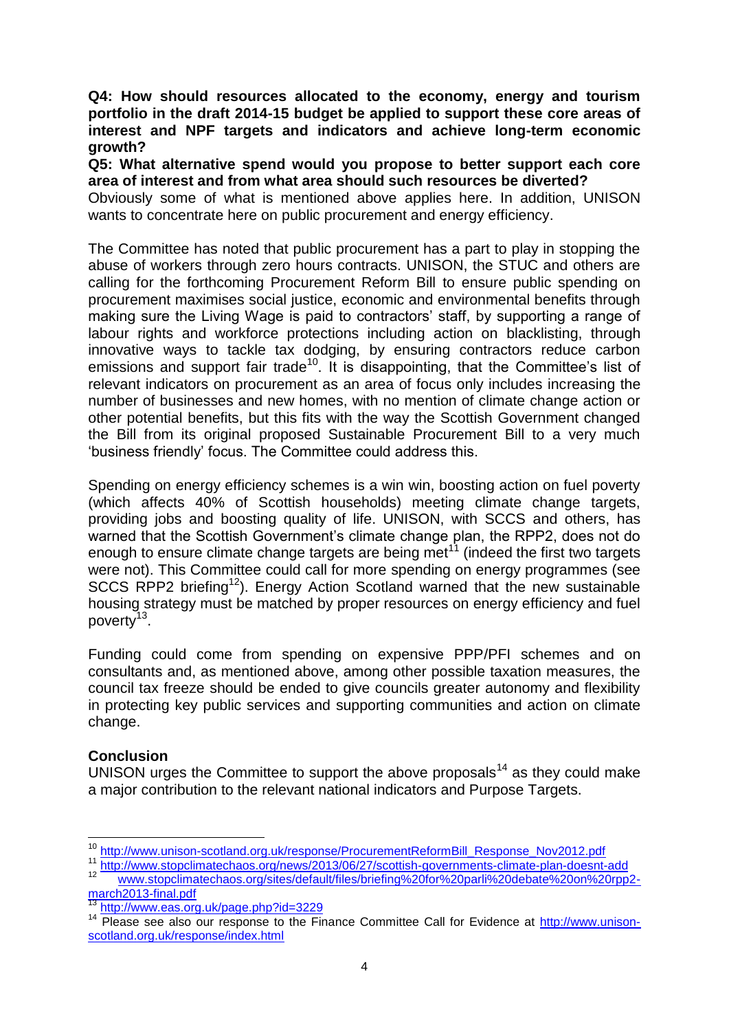**Q4: How should resources allocated to the economy, energy and tourism portfolio in the draft 2014-15 budget be applied to support these core areas of interest and NPF targets and indicators and achieve long-term economic growth?**

**Q5: What alternative spend would you propose to better support each core area of interest and from what area should such resources be diverted?**

Obviously some of what is mentioned above applies here. In addition, UNISON wants to concentrate here on public procurement and energy efficiency.

The Committee has noted that public procurement has a part to play in stopping the abuse of workers through zero hours contracts. UNISON, the STUC and others are calling for the forthcoming Procurement Reform Bill to ensure public spending on procurement maximises social justice, economic and environmental benefits through making sure the Living Wage is paid to contractors' staff, by supporting a range of labour rights and workforce protections including action on blacklisting, through innovative ways to tackle tax dodging, by ensuring contractors reduce carbon emissions and support fair trade[10]. It is disappointing, that the Committee's list of relevant indicators on procurement as an area of focus only includes increasing the number of businesses and new homes, with no mention of climate change action or other potential benefits, but this fits with the way the Scottish Government changed the Bill from its original proposed Sustainable Procurement Bill to a very much 'business friendly' focus. The Committee could address this.

Spending on energy efficiency schemes is a win win, boosting action on fuel poverty (which affects 40% of Scottish households) meeting climate change targets, providing jobs and boosting quality of life. UNISON, with SCCS and others, has warned that the Scottish Government's climate change plan, the RPP2, does not do enough to ensure climate change targets are being met[11] (indeed the first two targets were not). This Committee could call for more spending on energy programmes (see SCCS RPP2 briefing[12]). Energy Action Scotland warned that the new sustainable housing strategy must be matched by proper resources on energy efficiency and fuel poverty[13].

Funding could come from spending on expensive PPP/PFI schemes and on consultants and, as mentioned above, among other possible taxation measures, the council tax freeze should be ended to give councils greater autonomy and flexibility in protecting key public services and supporting communities and action on climate change.

**Conclusion**

UNISON urges the Committee to support the above proposals[14] as they could make a major contribution to the relevant national indicators and Purpose Targets.

---

[10] http://www.unison-scotland.org.uk/response/ProcurementReformBill_Response_Nov2012.pdf

[11] http://www.stopclimatechaos.org/news/2013/06/27/scottish-governments-climate-plan-doesnt-add

[12] www.stopclimatechaos.org/sites/default/files/briefing%20for%20parli%20debate%20on%20rpp2-march2013-final.pdf

[13] http://www.eas.org.uk/page.php?id=3229

[14] Please see also our response to the Finance Committee Call for Evidence at http://www.unison-scotland.org.uk/response/index.html